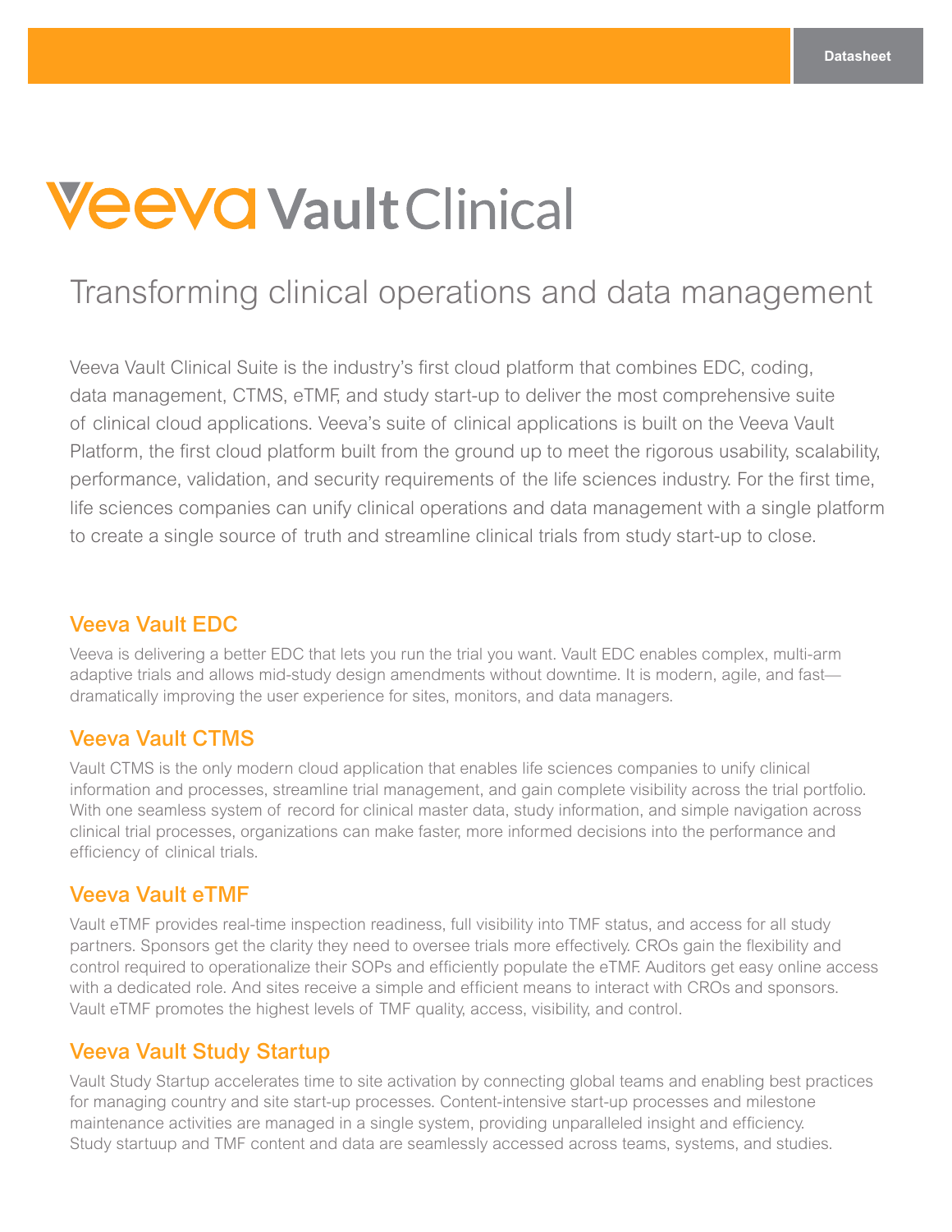Datasheet

# Veeva Vault Clinical

## Transforming clinical operations and data management

Veeva Vault Clinical Suite is the industry's first cloud platform that combines EDC, coding, data management, CTMS, eTMF, and study start-up to deliver the most comprehensive suite of clinical cloud applications. Veeva's suite of clinical applications is built on the Veeva Vault Platform, the first cloud platform built from the ground up to meet the rigorous usability, scalability, performance, validation, and security requirements of the life sciences industry. For the first time, life sciences companies can unify clinical operations and data management with a single platform to create a single source of truth and streamline clinical trials from study start-up to close.

### Veeva Vault EDC

Veeva is delivering a better EDC that lets you run the trial you want. Vault EDC enables complex, multi-arm adaptive trials and allows mid-study design amendments without downtime. It is modern, agile, and fast—dramatically improving the user experience for sites, monitors, and data managers.

### Veeva Vault CTMS

Vault CTMS is the only modern cloud application that enables life sciences companies to unify clinical information and processes, streamline trial management, and gain complete visibility across the trial portfolio. With one seamless system of record for clinical master data, study information, and simple navigation across clinical trial processes, organizations can make faster, more informed decisions into the performance and efficiency of clinical trials.

### Veeva Vault eTMF

Vault eTMF provides real-time inspection readiness, full visibility into TMF status, and access for all study partners. Sponsors get the clarity they need to oversee trials more effectively. CROs gain the flexibility and control required to operationalize their SOPs and efficiently populate the eTMF. Auditors get easy online access with a dedicated role. And sites receive a simple and efficient means to interact with CROs and sponsors. Vault eTMF promotes the highest levels of TMF quality, access, visibility, and control.

### Veeva Vault Study Startup

Vault Study Startup accelerates time to site activation by connecting global teams and enabling best practices for managing country and site start-up processes. Content-intensive start-up processes and milestone maintenance activities are managed in a single system, providing unparalleled insight and efficiency. Study startuup and TMF content and data are seamlessly accessed across teams, systems, and studies.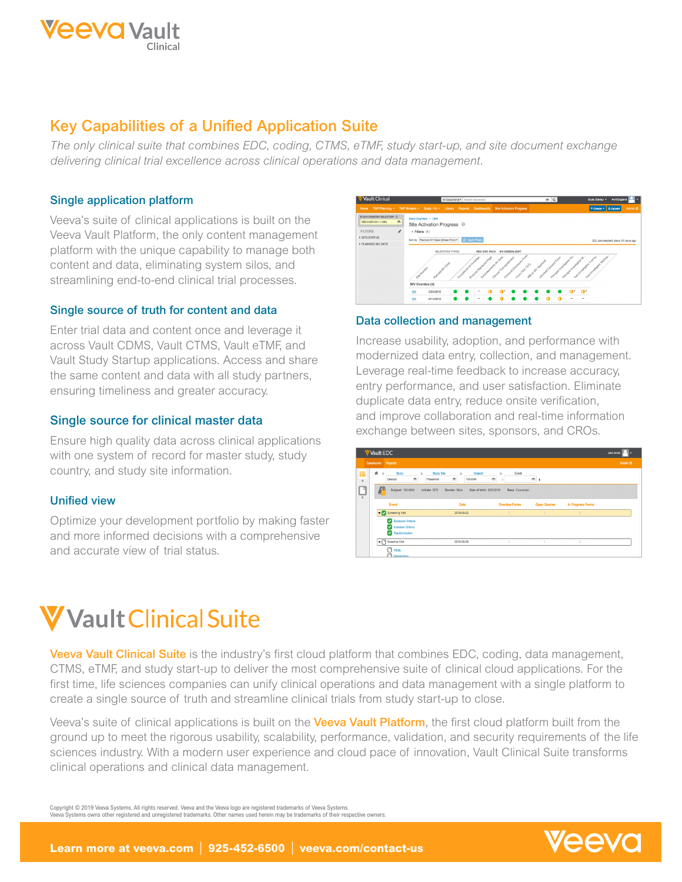# Key Capabilities of a Unified Application Suite

*The only clinical suite that combines EDC, coding, CTMS, eTMF, study start-up, and site document exchange delivering clinical trial excellence across clinical operations and data management.*

### Single application platform

Veeva's suite of clinical applications is built on the Veeva Vault Platform, the only content management platform with the unique capability to manage both content and data, eliminating system silos, and streamlining end-to-end clinical trial processes.

### Single source of truth for content and data

Enter trial data and content once and leverage it across Vault CDMS, Vault CTMS, Vault eTMF, and Vault Study Startup applications. Access and share the same content and data with all study partners, ensuring timeliness and greater accuracy.

### Single source for clinical master data

Ensure high quality data across clinical applications with one system of record for master study, study country, and study site information.

### Unified view

Optimize your development portfolio by making faster and more informed decisions with a comprehensive and accurate view of trial status.

### Data collection and management

Increase usability, adoption, and performance with modernized data entry, collection, and management. Leverage real-time feedback to increase accuracy, entry performance, and user satisfaction. Eliminate duplicate data entry, reduce onsite verification, and improve collaboration and real-time information exchange between sites, sponsors, and CROs.

## Vault Clinical Suite

**Veeva Vault Clinical Suite** is the industry's first cloud platform that combines EDC, coding, data management, CTMS, eTMF, and study start-up to deliver the most comprehensive suite of clinical cloud applications. For the first time, life sciences companies can unify clinical operations and data management with a single platform to create a single source of truth and streamline clinical trials from study start-up to close.

Veeva's suite of clinical applications is built on the **Veeva Vault Platform**, the first cloud platform built from the ground up to meet the rigorous usability, scalability, performance, validation, and security requirements of the life sciences industry. With a modern user experience and cloud pace of innovation, Vault Clinical Suite transforms clinical operations and clinical data management.

Copyright © 2019 Veeva Systems. All rights reserved. Veeva and the Veeva logo are registered trademarks of Veeva Systems.
Veeva Systems owns other registered and unregistered trademarks. Other names used herein may be trademarks of their respective owners.

**Learn more at veeva.com | 925-452-6500 | veeva.com/contact-us**